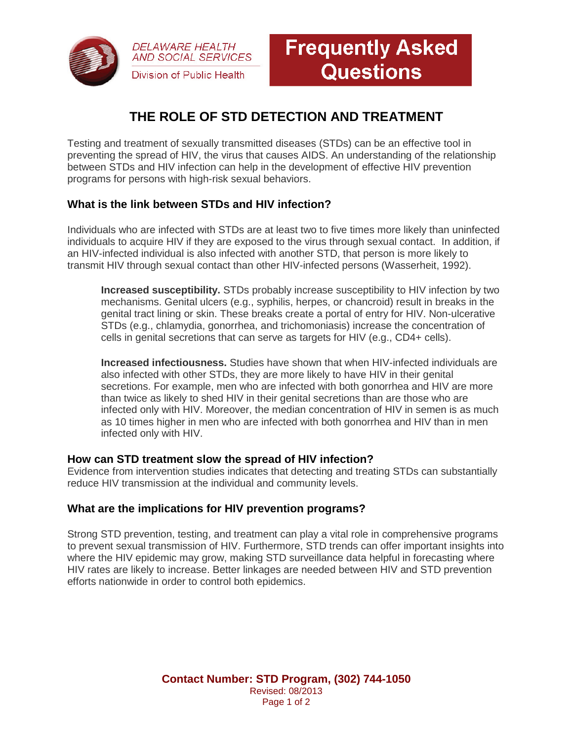DELAWARE HEALTH AND SOCIAL SERVICES

Division of Public Health

**Frequently Asked Questions**

# THE ROLE OF STD DETECTION AND TREATMENT

Testing and treatment of sexually transmitted diseases (STDs) can be an effective tool in preventing the spread of HIV, the virus that causes AIDS. An understanding of the relationship between STDs and HIV infection can help in the development of effective HIV prevention programs for persons with high-risk sexual behaviors.

## What is the link between STDs and HIV infection?

Individuals who are infected with STDs are at least two to five times more likely than uninfected individuals to acquire HIV if they are exposed to the virus through sexual contact. In addition, if an HIV-infected individual is also infected with another STD, that person is more likely to transmit HIV through sexual contact than other HIV-infected persons (Wasserheit, 1992).

**Increased susceptibility.** STDs probably increase susceptibility to HIV infection by two mechanisms. Genital ulcers (e.g., syphilis, herpes, or chancroid) result in breaks in the genital tract lining or skin. These breaks create a portal of entry for HIV. Non-ulcerative STDs (e.g., chlamydia, gonorrhea, and trichomoniasis) increase the concentration of cells in genital secretions that can serve as targets for HIV (e.g., CD4+ cells).

**Increased infectiousness.** Studies have shown that when HIV-infected individuals are also infected with other STDs, they are more likely to have HIV in their genital secretions. For example, men who are infected with both gonorrhea and HIV are more than twice as likely to shed HIV in their genital secretions than are those who are infected only with HIV. Moreover, the median concentration of HIV in semen is as much as 10 times higher in men who are infected with both gonorrhea and HIV than in men infected only with HIV.

## How can STD treatment slow the spread of HIV infection?

Evidence from intervention studies indicates that detecting and treating STDs can substantially reduce HIV transmission at the individual and community levels.

## What are the implications for HIV prevention programs?

Strong STD prevention, testing, and treatment can play a vital role in comprehensive programs to prevent sexual transmission of HIV. Furthermore, STD trends can offer important insights into where the HIV epidemic may grow, making STD surveillance data helpful in forecasting where HIV rates are likely to increase. Better linkages are needed between HIV and STD prevention efforts nationwide in order to control both epidemics.

**Contact Number: STD Program, (302) 744-1050**

Revised: 08/2013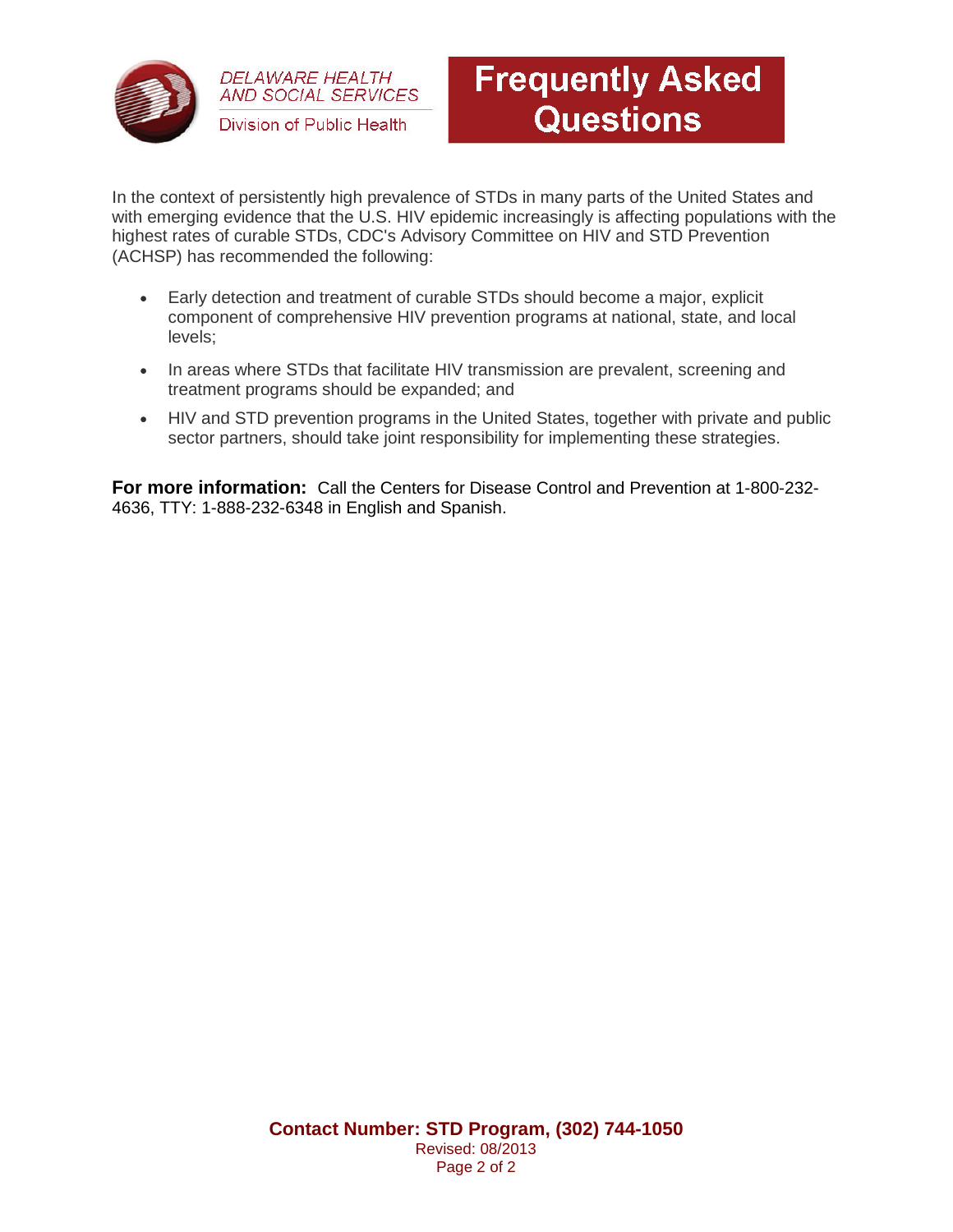In the context of persistently high prevalence of STDs in many parts of the United States and with emerging evidence that the U.S. HIV epidemic increasingly is affecting populations with the highest rates of curable STDs, CDC's Advisory Committee on HIV and STD Prevention (ACHSP) has recommended the following:

- Early detection and treatment of curable STDs should become a major, explicit component of comprehensive HIV prevention programs at national, state, and local levels;
- In areas where STDs that facilitate HIV transmission are prevalent, screening and treatment programs should be expanded; and
- HIV and STD prevention programs in the United States, together with private and public sector partners, should take joint responsibility for implementing these strategies.

**For more information:** Call the Centers for Disease Control and Prevention at 1-800-232-4636, TTY: 1-888-232-6348 in English and Spanish.